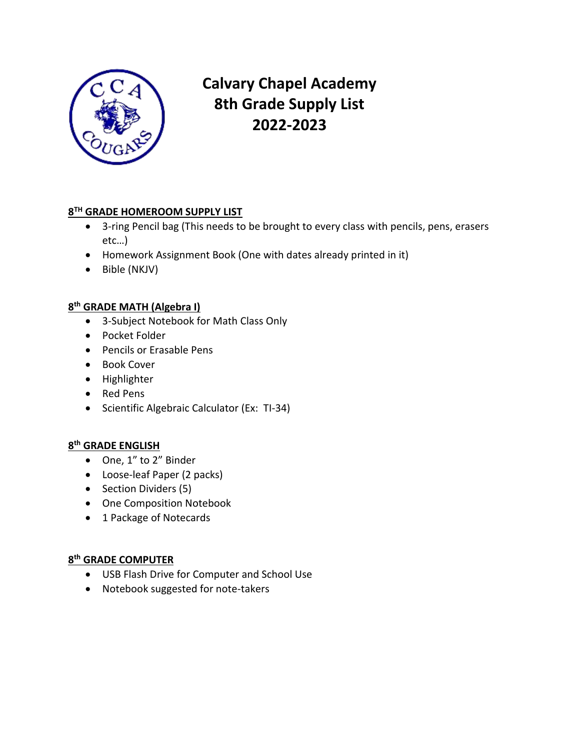# Calvary Chapel Academy
# 8th Grade Supply List
# 2022-2023

## 8TH GRADE HOMEROOM SUPPLY LIST

- 3-ring Pencil bag (This needs to be brought to every class with pencils, pens, erasers etc…)
- Homework Assignment Book (One with dates already printed in it)
- Bible (NKJV)

## 8th GRADE MATH (Algebra I)

- 3-Subject Notebook for Math Class Only
- Pocket Folder
- Pencils or Erasable Pens
- Book Cover
- Highlighter
- Red Pens
- Scientific Algebraic Calculator (Ex: TI-34)

## 8th GRADE ENGLISH

- One, 1" to 2" Binder
- Loose-leaf Paper (2 packs)
- Section Dividers (5)
- One Composition Notebook
- 1 Package of Notecards

## 8th GRADE COMPUTER

- USB Flash Drive for Computer and School Use
- Notebook suggested for note-takers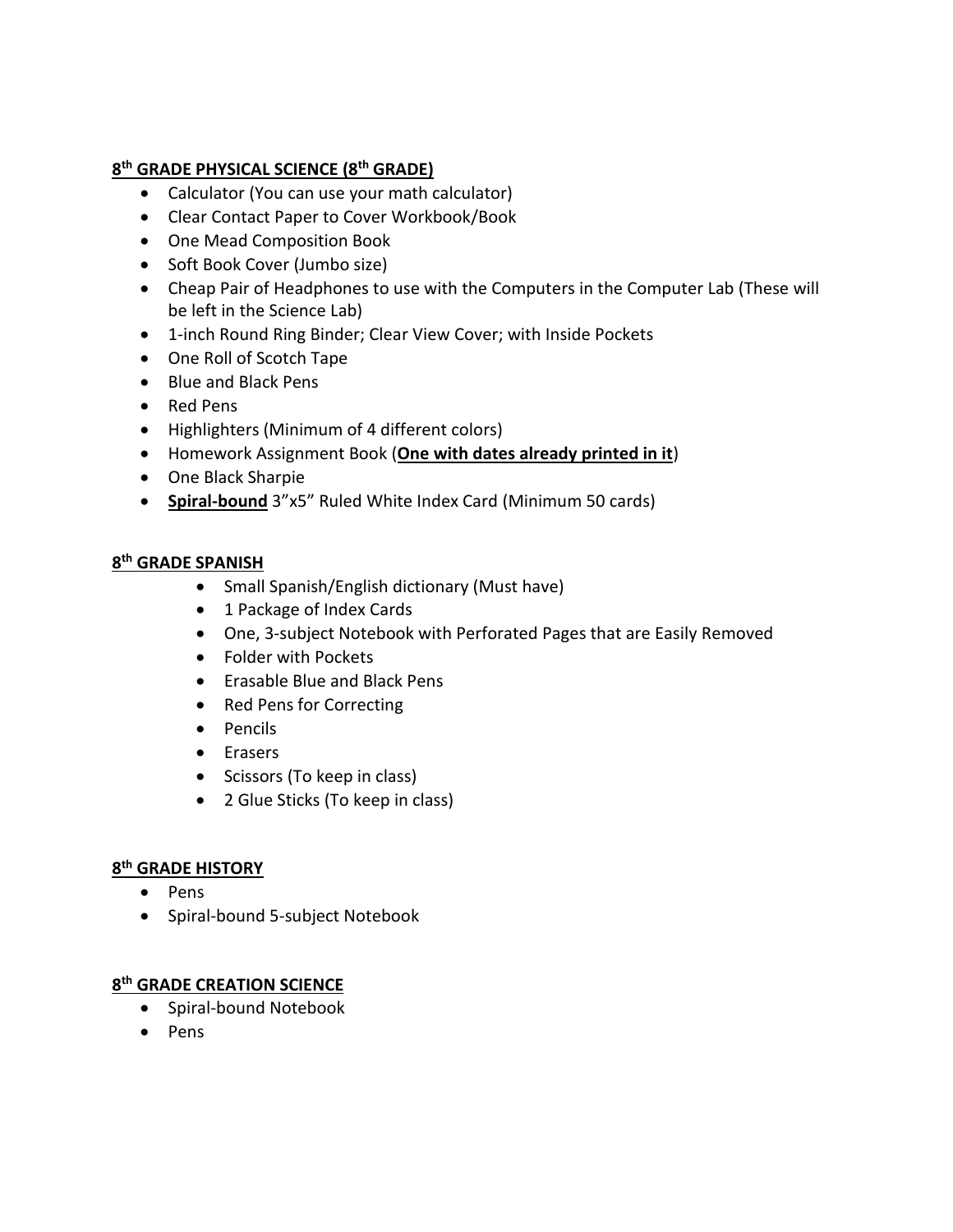**8th GRADE PHYSICAL SCIENCE (8th GRADE)**

- Calculator (You can use your math calculator)
- Clear Contact Paper to Cover Workbook/Book
- One Mead Composition Book
- Soft Book Cover (Jumbo size)
- Cheap Pair of Headphones to use with the Computers in the Computer Lab (These will be left in the Science Lab)
- 1-inch Round Ring Binder; Clear View Cover; with Inside Pockets
- One Roll of Scotch Tape
- Blue and Black Pens
- Red Pens
- Highlighters (Minimum of 4 different colors)
- Homework Assignment Book (**One with dates already printed in it**)
- One Black Sharpie
- **Spiral-bound** 3"x5" Ruled White Index Card (Minimum 50 cards)

**8th GRADE SPANISH**

- Small Spanish/English dictionary (Must have)
- 1 Package of Index Cards
- One, 3-subject Notebook with Perforated Pages that are Easily Removed
- Folder with Pockets
- Erasable Blue and Black Pens
- Red Pens for Correcting
- Pencils
- Erasers
- Scissors (To keep in class)
- 2 Glue Sticks (To keep in class)

**8th GRADE HISTORY**

- Pens
- Spiral-bound 5-subject Notebook

**8th GRADE CREATION SCIENCE**

- Spiral-bound Notebook
- Pens